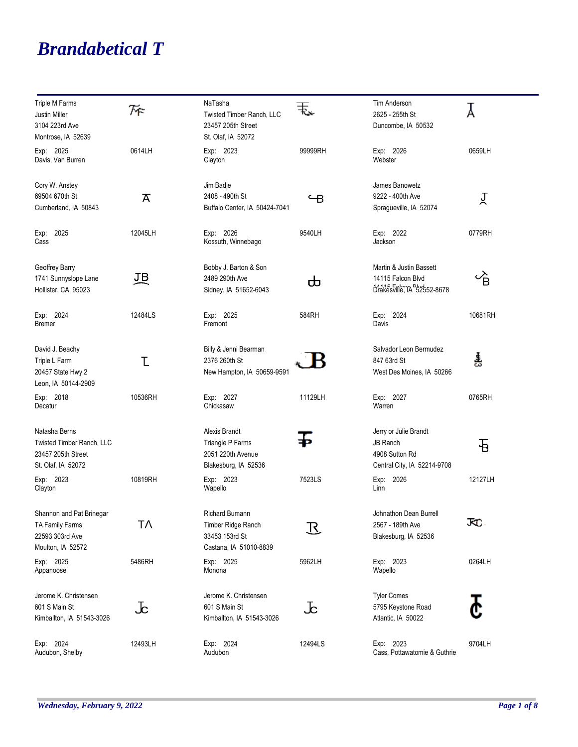# Brandabetical T

Triple M Farms
Justin Miller
3104 223rd Ave
Montrose, IA 52639
Exp: 2025 — 0614LH
Davis, Van Burren

NaTasha
Twisted Timber Ranch, LLC
23457 205th Street
St. Olaf, IA 52072
Exp: 2023 — 99999RH
Clayton

Tim Anderson
2625 - 255th St
Duncombe, IA 50532
Exp: 2026 — 0659LH
Webster

Cory W. Anstey
69504 670th St
Cumberland, IA 50843
Exp: 2025 — 12045LH
Cass

Jim Badje
2408 - 490th St
Buffalo Center, IA 50424-7041
Exp: 2026 — 9540LH
Kossuth, Winnebago

James Banowetz
9222 - 400th Ave
Spragueville, IA 52074
Exp: 2022 — 0779RH
Jackson

Geoffrey Barry
1741 Sunnyslope Lane
Hollister, CA 95023
Exp: 2024 — 12484LS
Bremer

Bobby J. Barton & Son
2489 290th Ave
Sidney, IA 51652-6043
Exp: 2025 — 584RH
Fremont

Martin & Justin Bassett
14115 Falcon Blvd
Drakesville, IA 52552-8678
Exp: 2024 — 10681RH
Davis

David J. Beachy
Triple L Farm
20457 State Hwy 2
Leon, IA 50144-2909
Exp: 2018 — 10536RH
Decatur

Billy & Jenni Bearman
2376 260th St
New Hampton, IA 50659-9591
Exp: 2027 — 11129LH
Chickasaw

Salvador Leon Bermudez
847 63rd St
West Des Moines, IA 50266
Exp: 2027 — 0765RH
Warren

Natasha Berns
Twisted Timber Ranch, LLC
23457 205th Street
St. Olaf, IA 52072
Exp: 2023 — 10819RH
Clayton

Alexis Brandt
Triangle P Farms
2051 220th Avenue
Blakesburg, IA 52536
Exp: 2023 — 7523LS
Wapello

Jerry or Julie Brandt
JB Ranch
4908 Sutton Rd
Central City, IA 52214-9708
Exp: 2026 — 12127LH
Linn

Shannon and Pat Brinegar
TA Family Farms
22593 303rd Ave
Moulton, IA 52572
Exp: 2025 — 5486RH
Appanoose

Richard Bumann
Timber Ridge Ranch
33453 153rd St
Castana, IA 51010-8839
Exp: 2025 — 5962LH
Monona

Johnathon Dean Burrell
2567 - 189th Ave
Blakesburg, IA 52536
Exp: 2023 — 0264LH
Wapello

Jerome K. Christensen
601 S Main St
Kimballton, IA 51543-3026
Exp: 2024 — 12493LH
Audubon, Shelby

Jerome K. Christensen
601 S Main St
Kimballton, IA 51543-3026
Exp: 2024 — 12494LS
Audubon

Tyler Comes
5795 Keystone Road
Atlantic, IA 50022
Exp: 2023 — 9704LH
Cass, Pottawatomie & Guthrie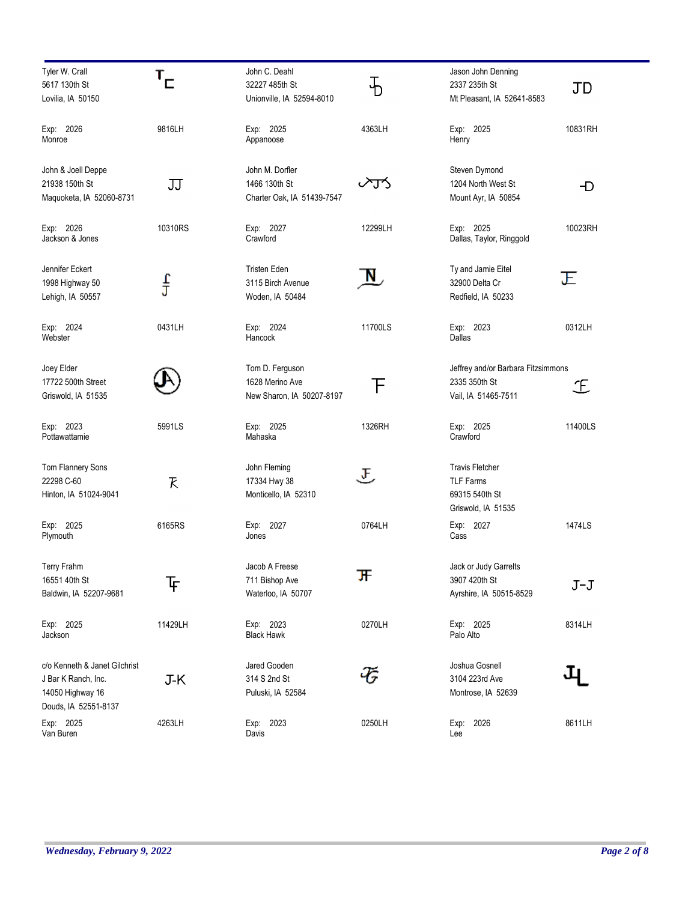| Name / Address | Brand | Name / Address | Brand | Name / Address | Brand |
|---|---|---|---|---|---|
| Tyler W. Crall<br>5617 130th St<br>Lovilia, IA 50150 | T C | John C. Deahl<br>32227 485th St<br>Unionville, IA 52594-8010 | JD | Jason John Denning<br>2337 235th St<br>Mt Pleasant, IA 52641-8583 | JD |
| Exp: 2026<br>Monroe | 9816LH | Exp: 2025<br>Appanoose | 4363LH | Exp: 2025<br>Henry | 10831RH |
| John & Joell Deppe<br>21938 150th St<br>Maquoketa, IA 52060-8731 | JJ | John M. Dorfler<br>1466 130th St<br>Charter Oak, IA 51439-7547 | | Steven Dymond<br>1204 North West St<br>Mount Ayr, IA 50854 | -D |
| Exp: 2026<br>Jackson & Jones | 10310RS | Exp: 2027<br>Crawford | 12299LH | Exp: 2025<br>Dallas, Taylor, Ringgold | 10023RH |
| Jennifer Eckert<br>1998 Highway 50<br>Lehigh, IA 50557 | | Tristen Eden<br>3115 Birch Avenue<br>Woden, IA 50484 | N | Ty and Jamie Eitel<br>32900 Delta Cr<br>Redfield, IA 50233 | | 
| Exp: 2024<br>Webster | 0431LH | Exp: 2024<br>Hancock | 11700LS | Exp: 2023<br>Dallas | 0312LH |
| Joey Elder<br>17722 500th Street<br>Griswold, IA 51535 | JA | Tom D. Ferguson<br>1628 Merino Ave<br>New Sharon, IA 50207-8197 | F | Jeffrey and/or Barbara Fitzsimmons<br>2335 350th St<br>Vail, IA 51465-7511 | F |
| Exp: 2023<br>Pottawattamie | 5991LS | Exp: 2025<br>Mahaska | 1326RH | Exp: 2025<br>Crawford | 11400LS |
| Tom Flannery Sons<br>22298 C-60<br>Hinton, IA 51024-9041 | | John Fleming<br>17334 Hwy 38<br>Monticello, IA 52310 | F | Travis Fletcher<br>TLF Farms<br>69315 540th St<br>Griswold, IA 51535 | |
| Exp: 2025<br>Plymouth | 6165RS | Exp: 2027<br>Jones | 0764LH | Exp: 2027<br>Cass | 1474LS |
| Terry Frahm<br>16551 40th St<br>Baldwin, IA 52207-9681 | TF | Jacob A Freese<br>711 Bishop Ave<br>Waterloo, IA 50707 | JF | Jack or Judy Garrelts<br>3907 420th St<br>Ayrshire, IA 50515-8529 | J-J |
| Exp: 2025<br>Jackson | 11429LH | Exp: 2023<br>Black Hawk | 0270LH | Exp: 2025<br>Palo Alto | 8314LH |
| c/o Kenneth & Janet Gilchrist<br>J Bar K Ranch, Inc.<br>14050 Highway 16<br>Douds, IA 52551-8137 | J-K | Jared Gooden<br>314 S 2nd St<br>Puluski, IA 52584 | | Joshua Gosnell<br>3104 223rd Ave<br>Montrose, IA 52639 | JL |
| Exp: 2025<br>Van Buren | 4263LH | Exp: 2023<br>Davis | 0250LH | Exp: 2026<br>Lee | 8611LH |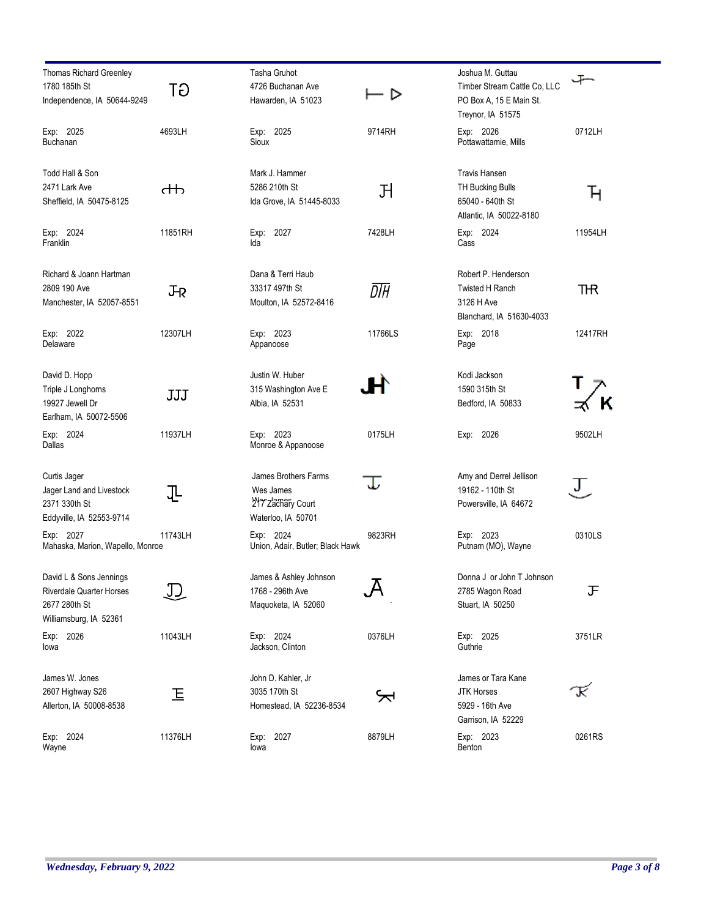| Owner | Brand | Owner | Brand | Owner | Brand |
|---|---|---|---|---|---|
| Thomas Richard Greenley<br>1780 185th St<br>Independence, IA 50644-9249<br><br>Exp: 2025<br>Buchanan | TG<br>4693LH | Tasha Gruhot<br>4726 Buchanan Ave<br>Hawarden, IA 51023<br><br>Exp: 2025<br>Sioux | 9714RH | Joshua M. Guttau<br>Timber Stream Cattle Co, LLC<br>PO Box A, 15 E Main St.<br>Treynor, IA 51575<br><br>Exp: 2026<br>Pottawattamie, Mills | 0712LH |
| Todd Hall & Son<br>2471 Lark Ave<br>Sheffield, IA 50475-8125<br><br>Exp: 2024<br>Franklin | 11851RH | Mark J. Hammer<br>5286 210th St<br>Ida Grove, IA 51445-8033<br><br>Exp: 2027<br>Ida | 7428LH | Travis Hansen<br>TH Bucking Bulls<br>65040 - 640th St<br>Atlantic, IA 50022-8180<br><br>Exp: 2024<br>Cass | 11954LH |
| Richard & Joann Hartman<br>2809 190 Ave<br>Manchester, IA 52057-8551<br><br>Exp: 2022<br>Delaware | 12307LH | Dana & Terri Haub<br>33317 497th St<br>Moulton, IA 52572-8416<br><br>Exp: 2023<br>Appanoose | DTH<br>11766LS | Robert P. Henderson<br>Twisted H Ranch<br>3126 H Ave<br>Blanchard, IA 51630-4033<br><br>Exp: 2018<br>Page | THR<br>12417RH |
| David D. Hopp<br>Triple J Longhorns<br>19927 Jewell Dr<br>Earlham, IA 50072-5506<br><br>Exp: 2024<br>Dallas | JJJ<br>11937LH | Justin W. Huber<br>315 Washington Ave E<br>Albia, IA 52531<br><br>Exp: 2023<br>Monroe & Appanoose | JH<br>0175LH | Kodi Jackson<br>1590 315th St<br>Bedford, IA 50833<br><br>Exp: 2026 | 9502LH |
| Curtis Jager<br>Jager Land and Livestock<br>2371 330th St<br>Eddyville, IA 52553-9714<br><br>Exp: 2027<br>Mahaska, Marion, Wapello, Monroe | 11743LH | James Brothers Farms<br>Wes James<br>217 Zachary Court<br>Waterloo, IA 50701<br><br>Exp: 2024<br>Union, Adair, Butler; Black Hawk | 9823RH | Amy and Derrel Jellison<br>19162 - 110th St<br>Powersville, IA 64672<br><br>Exp: 2023<br>Putnam (MO), Wayne | 0310LS |
| David L & Sons Jennings<br>Riverdale Quarter Horses<br>2677 280th St<br>Williamsburg, IA 52361<br><br>Exp: 2026<br>Iowa | 11043LH | James & Ashley Johnson<br>1768 - 296th Ave<br>Maquoketa, IA 52060<br><br>Exp: 2024<br>Jackson, Clinton | 0376LH | Donna J or John T Johnson<br>2785 Wagon Road<br>Stuart, IA 50250<br><br>Exp: 2025<br>Guthrie | 3751LR |
| James W. Jones<br>2607 Highway S26<br>Allerton, IA 50008-8538<br><br>Exp: 2024<br>Wayne | 11376LH | John D. Kahler, Jr<br>3035 170th St<br>Homestead, IA 52236-8534<br><br>Exp: 2027<br>Iowa | 8879LH | James or Tara Kane<br>JTK Horses<br>5929 - 16th Ave<br>Garrison, IA 52229<br><br>Exp: 2023<br>Benton | 0261RS |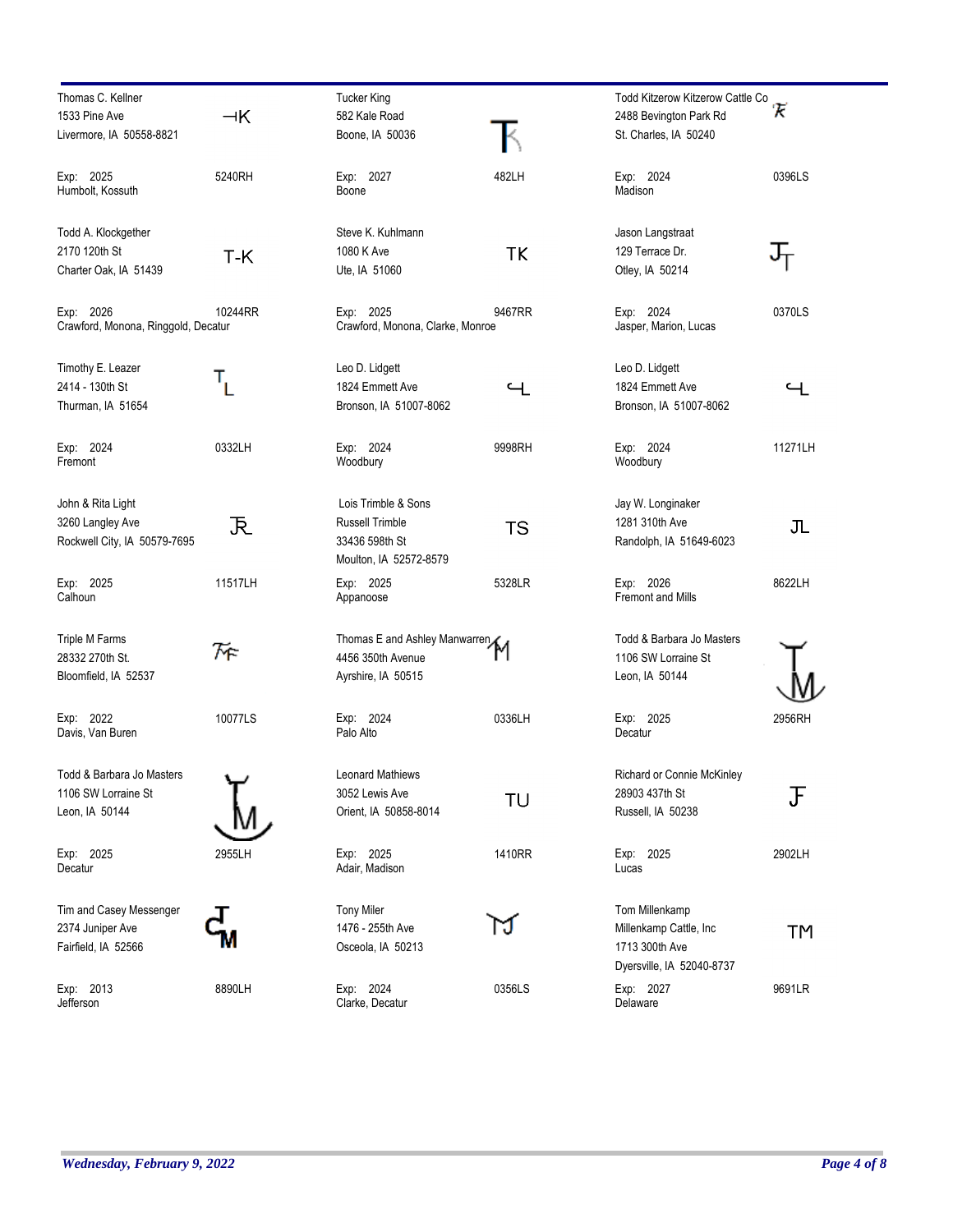| Owner | Brand | Exp | Number | Counties |
|---|---|---|---|---|
| Thomas C. Kellner, 1533 Pine Ave, Livermore, IA 50558-8821 | ⊣K | 2025 | 5240RH | Humbolt, Kossuth |
| Tucker King, 582 Kale Road, Boone, IA 50036 | TK | 2027 | 482LH | Boone |
| Todd Kitzerow Kitzerow Cattle Co, 2488 Bevington Park Rd, St. Charles, IA 50240 | TK | 2024 | 0396LS | Madison |
| Todd A. Klockgether, 2170 120th St, Charter Oak, IA 51439 | T-K | 2026 | 10244RR | Crawford, Monona, Ringgold, Decatur |
| Steve K. Kuhlmann, 1080 K Ave, Ute, IA 51060 | TK | 2025 | 9467RR | Crawford, Monona, Clarke, Monroe |
| Jason Langstraat, 129 Terrace Dr., Otley, IA 50214 | JT | 2024 | 0370LS | Jasper, Marion, Lucas |
| Timothy E. Leazer, 2414 - 130th St, Thurman, IA 51654 | TL | 2024 | 0332LH | Fremont |
| Leo D. Lidgett, 1824 Emmett Ave, Bronson, IA 51007-8062 | ⅃L | 2024 | 9998RH | Woodbury |
| Leo D. Lidgett, 1824 Emmett Ave, Bronson, IA 51007-8062 | ⅃L | 2024 | 11271LH | Woodbury |
| John & Rita Light, 3260 Langley Ave, Rockwell City, IA 50579-7695 | JR | 2025 | 11517LH | Calhoun |
| Lois Trimble & Sons, Russell Trimble, 33436 598th St, Moulton, IA 52572-8579 | TS | 2025 | 5328LR | Appanoose |
| Jay W. Longinaker, 1281 310th Ave, Randolph, IA 51649-6023 | JL | 2026 | 8622LH | Fremont and Mills |
| Triple M Farms, 28332 270th St., Bloomfield, IA 52537 | MF | 2022 | 10077LS | Davis, Van Buren |
| Thomas E and Ashley Manwarren, 4456 350th Avenue, Ayrshire, IA 50515 | M | 2024 | 0336LH | Palo Alto |
| Todd & Barbara Jo Masters, 1106 SW Lorraine St, Leon, IA 50144 | TM | 2025 | 2956RH | Decatur |
| Todd & Barbara Jo Masters, 1106 SW Lorraine St, Leon, IA 50144 | TM | 2025 | 2955LH | Decatur |
| Leonard Mathiews, 3052 Lewis Ave, Orient, IA 50858-8014 | TU | 2025 | 1410RR | Adair, Madison |
| Richard or Connie McKinley, 28903 437th St, Russell, IA 50238 | F | 2025 | 2902LH | Lucas |
| Tim and Casey Messenger, 2374 Juniper Ave, Fairfield, IA 52566 | CTM | 2013 | 8890LH | Jefferson |
| Tony Miler, 1476 - 255th Ave, Osceola, IA 50213 | MJ | 2024 | 0356LS | Clarke, Decatur |
| Tom Millenkamp, Millenkamp Cattle, Inc, 1713 300th Ave, Dyersville, IA 52040-8737 | TM | 2027 | 9691LR | Delaware |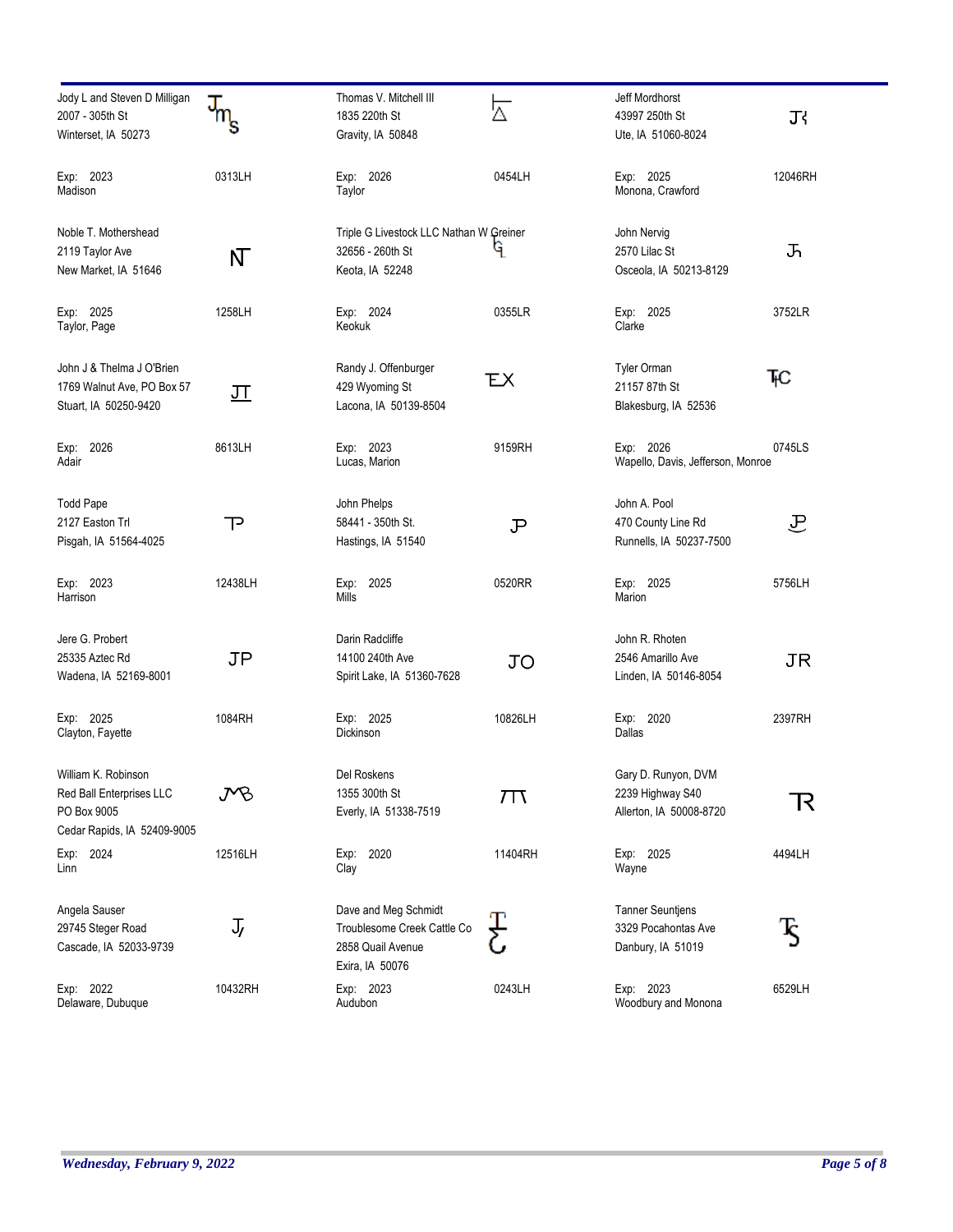| Name / Address | Brand | Name / Address | Brand | Name / Address | Brand |
|---|---|---|---|---|---|
| Jody L and Steven D Milligan<br>2007 - 305th St<br>Winterset, IA 50273 | JmS | Thomas V. Mitchell III<br>1835 220th St<br>Gravity, IA 50848 | | Jeff Mordhorst<br>43997 250th St<br>Ute, IA 51060-8024 | | 
| Exp: 2023<br>Madison | 0313LH | Exp: 2026<br>Taylor | 0454LH | Exp: 2025<br>Monona, Crawford | 12046RH |
| Noble T. Mothershead<br>2119 Taylor Ave<br>New Market, IA 51646 | NT | Triple G Livestock LLC Nathan W Greiner<br>32656 - 260th St<br>Keota, IA 52248 | | John Nervig<br>2570 Lilac St<br>Osceola, IA 50213-8129 | |
| Exp: 2025<br>Taylor, Page | 1258LH | Exp: 2024<br>Keokuk | 0355LR | Exp: 2025<br>Clarke | 3752LR |
| John J & Thelma J O'Brien<br>1769 Walnut Ave, PO Box 57<br>Stuart, IA 50250-9420 | JT | Randy J. Offenburger<br>429 Wyoming St<br>Lacona, IA 50139-8504 | EX | Tyler Orman<br>21157 87th St<br>Blakesburg, IA 52536 | TC |
| Exp: 2026<br>Adair | 8613LH | Exp: 2023<br>Lucas, Marion | 9159RH | Exp: 2026<br>Wapello, Davis, Jefferson, Monroe | 0745LS |
| Todd Pape<br>2127 Easton Trl<br>Pisgah, IA 51564-4025 | TP | John Phelps<br>58441 - 350th St.<br>Hastings, IA 51540 | JP | John A. Pool<br>470 County Line Rd<br>Runnells, IA 50237-7500 | JP |
| Exp: 2023<br>Harrison | 12438LH | Exp: 2025<br>Mills | 0520RR | Exp: 2025<br>Marion | 5756LH |
| Jere G. Probert<br>25335 Aztec Rd<br>Wadena, IA 52169-8001 | JP | Darin Radcliffe<br>14100 240th Ave<br>Spirit Lake, IA 51360-7628 | JO | John R. Rhoten<br>2546 Amarillo Ave<br>Linden, IA 50146-8054 | JR |
| Exp: 2025<br>Clayton, Fayette | 1084RH | Exp: 2025<br>Dickinson | 10826LH | Exp: 2020<br>Dallas | 2397RH |
| William K. Robinson<br>Red Ball Enterprises LLC<br>PO Box 9005<br>Cedar Rapids, IA 52409-9005 | JMB | Del Roskens<br>1355 300th St<br>Everly, IA 51338-7519 | | Gary D. Runyon, DVM<br>2239 Highway S40<br>Allerton, IA 50008-8720 | TR |
| Exp: 2024<br>Linn | 12516LH | Exp: 2020<br>Clay | 11404RH | Exp: 2025<br>Wayne | 4494LH |
| Angela Sauser<br>29745 Steger Road<br>Cascade, IA 52033-9739 | J/ | Dave and Meg Schmidt<br>Troublesome Creek Cattle Co<br>2858 Quail Avenue<br>Exira, IA 50076 | TC | Tanner Seuntjens<br>3329 Pocahontas Ave<br>Danbury, IA 51019 | TS |
| Exp: 2022<br>Delaware, Dubuque | 10432RH | Exp: 2023<br>Audubon | 0243LH | Exp: 2023<br>Woodbury and Monona | 6529LH |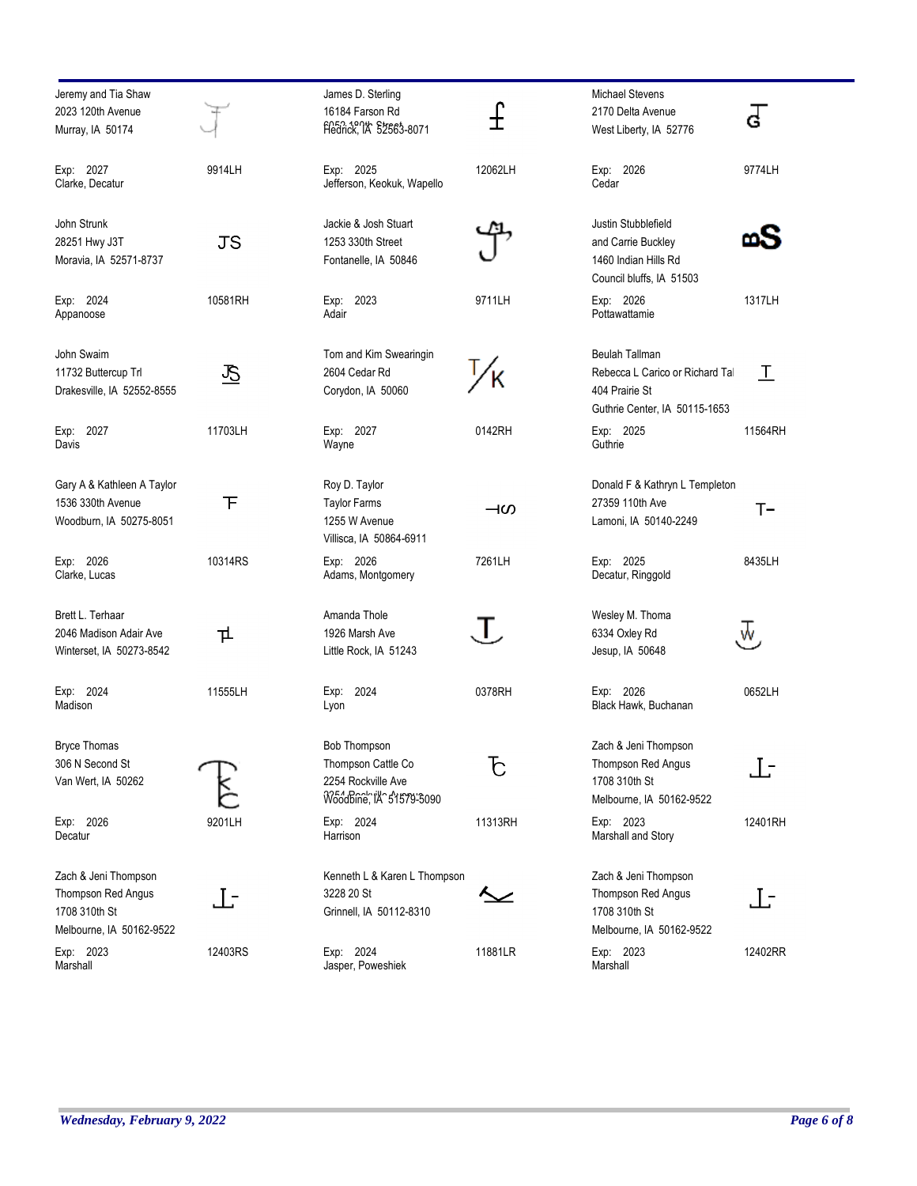| Owner | Brand | Location | Owner | Brand | Location | Owner | Brand | Location |
|---|---|---|---|---|---|---|---|---|
| Jeremy and Tia Shaw<br>2023 120th Avenue<br>Murray, IA 50174<br>Exp: 2027<br>Clarke, Decatur | | 9914LH | James D. Sterling<br>16184 Farson Rd<br>Hedrick, IA 52563-8071<br>Exp: 2025<br>Jefferson, Keokuk, Wapello | | 12062LH | Michael Stevens<br>2170 Delta Avenue<br>West Liberty, IA 52776<br>Exp: 2026<br>Cedar | | 9774LH |
| John Strunk<br>28251 Hwy J3T<br>Moravia, IA 52571-8737<br>Exp: 2024<br>Appanoose | JS | 10581RH | Jackie & Josh Stuart<br>1253 330th Street<br>Fontanelle, IA 50846<br>Exp: 2023<br>Adair | | 9711LH | Justin Stubblefield<br>and Carrie Buckley<br>1460 Indian Hills Rd<br>Council bluffs, IA 51503<br>Exp: 2026<br>Pottawattamie | | 1317LH |
| John Swaim<br>11732 Buttercup Trl<br>Drakesville, IA 52552-8555<br>Exp: 2027<br>Davis | | 11703LH | Tom and Kim Swearingin<br>2604 Cedar Rd<br>Corydon, IA 50060<br>Exp: 2027<br>Wayne | T/K | 0142RH | Beulah Tallman<br>Rebecca L Carico or Richard Tal<br>404 Prairie St<br>Guthrie Center, IA 50115-1653<br>Exp: 2025<br>Guthrie | T | 11564RH |
| Gary A & Kathleen A Taylor<br>1536 330th Avenue<br>Woodburn, IA 50275-8051<br>Exp: 2026<br>Clarke, Lucas | | 10314RS | Roy D. Taylor<br>Taylor Farms<br>1255 W Avenue<br>Villisca, IA 50864-6911<br>Exp: 2026<br>Adams, Montgomery | | 7261LH | Donald F & Kathryn L Templeton<br>27359 110th Ave<br>Lamoni, IA 50140-2249<br>Exp: 2025<br>Decatur, Ringgold | T- | 8435LH |
| Brett L. Terhaar<br>2046 Madison Adair Ave<br>Winterset, IA 50273-8542<br>Exp: 2024<br>Madison | | 11555LH | Amanda Thole<br>1926 Marsh Ave<br>Little Rock, IA 51243<br>Exp: 2024<br>Lyon | | 0378RH | Wesley M. Thoma<br>6334 Oxley Rd<br>Jesup, IA 50648<br>Exp: 2026<br>Black Hawk, Buchanan | | 0652LH |
| Bryce Thomas<br>306 N Second St<br>Van Wert, IA 50262<br>Exp: 2026<br>Decatur | | 9201LH | Bob Thompson<br>Thompson Cattle Co<br>2254 Rockville Ave<br>Woodbine, IA 51579-5090<br>Exp: 2024<br>Harrison | | 11313RH | Zach & Jeni Thompson<br>Thompson Red Angus<br>1708 310th St<br>Melbourne, IA 50162-9522<br>Exp: 2023<br>Marshall and Story | | 12401RH |
| Zach & Jeni Thompson<br>Thompson Red Angus<br>1708 310th St<br>Melbourne, IA 50162-9522<br>Exp: 2023<br>Marshall | | 12403RS | Kenneth L & Karen L Thompson<br>3228 20 St<br>Grinnell, IA 50112-8310<br>Exp: 2024<br>Jasper, Poweshiek | | 11881LR | Zach & Jeni Thompson<br>Thompson Red Angus<br>1708 310th St<br>Melbourne, IA 50162-9522<br>Exp: 2023<br>Marshall | | 12402RR |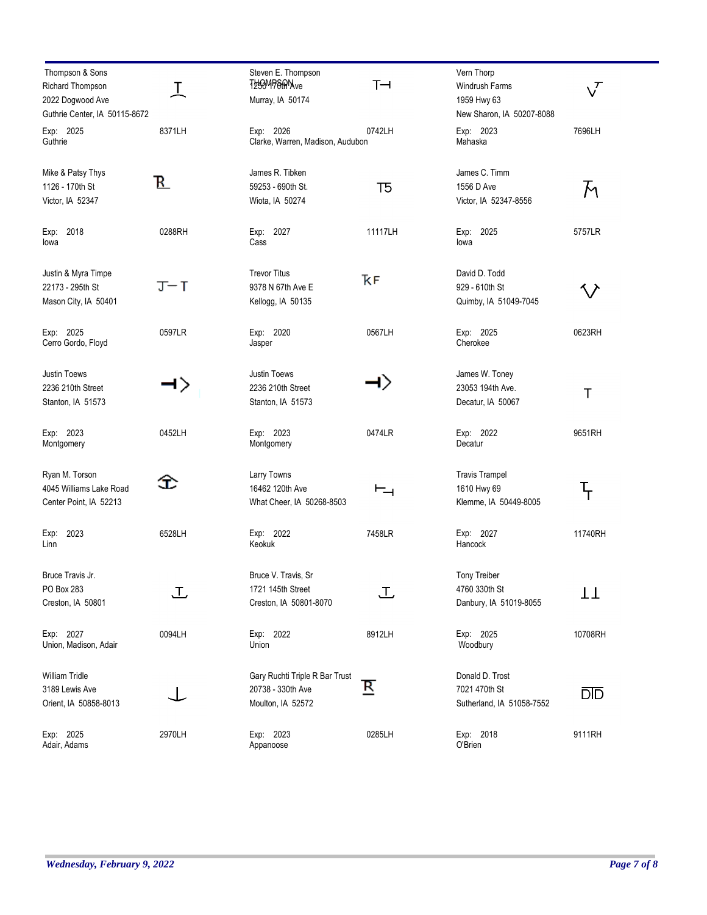| Name / Address | Brand | Exp / Counties | Brand No. |
|---|---|---|---|
| Thompson & Sons<br>Richard Thompson<br>2022 Dogwood Ave<br>Guthrie Center, IA 50115-8672 | | Exp: 2025<br>Guthrie | 8371LH |
| Steven E. Thompson<br>THOMPSON<br>1250 170th Ave<br>Murray, IA 50174 | T⊣ | Exp: 2026<br>Clarke, Warren, Madison, Audubon | 0742LH |
| Vern Thorp<br>Windrush Farms<br>1959 Hwy 63<br>New Sharon, IA 50207-8088 | | Exp: 2023<br>Mahaska | 7696LH |
| Mike & Patsy Thys<br>1126 - 170th St<br>Victor, IA 52347 | | Exp: 2018<br>Iowa | 0288RH |
| James R. Tibken<br>59253 - 690th St.<br>Wiota, IA 50274 | T5 | Exp: 2027<br>Cass | 11117LH |
| James C. Timm<br>1556 D Ave<br>Victor, IA 52347-8556 | | Exp: 2025<br>Iowa | 5757LR |
| Justin & Myra Timpe<br>22173 - 295th St<br>Mason City, IA 50401 | J–T | Exp: 2025<br>Cerro Gordo, Floyd | 0597LR |
| Trevor Titus<br>9378 N 67th Ave E<br>Kellogg, IA 50135 | KF | Exp: 2020<br>Jasper | 0567LH |
| David D. Todd<br>929 - 610th St<br>Quimby, IA 51049-7045 | | Exp: 2025<br>Cherokee | 0623RH |
| Justin Toews<br>2236 210th Street<br>Stanton, IA 51573 | | Exp: 2023<br>Montgomery | 0452LH |
| Justin Toews<br>2236 210th Street<br>Stanton, IA 51573 | | Exp: 2023<br>Montgomery | 0474LR |
| James W. Toney<br>23053 194th Ave.<br>Decatur, IA 50067 | T | Exp: 2022<br>Decatur | 9651RH |
| Ryan M. Torson<br>4045 Williams Lake Road<br>Center Point, IA 52213 | | Exp: 2023<br>Linn | 6528LH |
| Larry Towns<br>16462 120th Ave<br>What Cheer, IA 50268-8503 | | Exp: 2022<br>Keokuk | 7458LR |
| Travis Trampel<br>1610 Hwy 69<br>Klemme, IA 50449-8005 | | Exp: 2027<br>Hancock | 11740RH |
| Bruce Travis Jr.<br>PO Box 283<br>Creston, IA 50801 | | Exp: 2027<br>Union, Madison, Adair | 0094LH |
| Bruce V. Travis, Sr<br>1721 145th Street<br>Creston, IA 50801-8070 | | Exp: 2022<br>Union | 8912LH |
| Tony Treiber<br>4760 330th St<br>Danbury, IA 51019-8055 | ⊥⊥ | Exp: 2025<br>Woodbury | 10708RH |
| William Tridle<br>3189 Lewis Ave<br>Orient, IA 50858-8013 | ⊥ | Exp: 2025<br>Adair, Adams | 2970LH |
| Gary Ruchti Triple R Bar Trust<br>20738 - 330th Ave<br>Moulton, IA 52572 | | Exp: 2023<br>Appanoose | 0285LH |
| Donald D. Trost<br>7021 470th St<br>Sutherland, IA 51058-7552 | DID | Exp: 2018<br>O'Brien | 9111RH |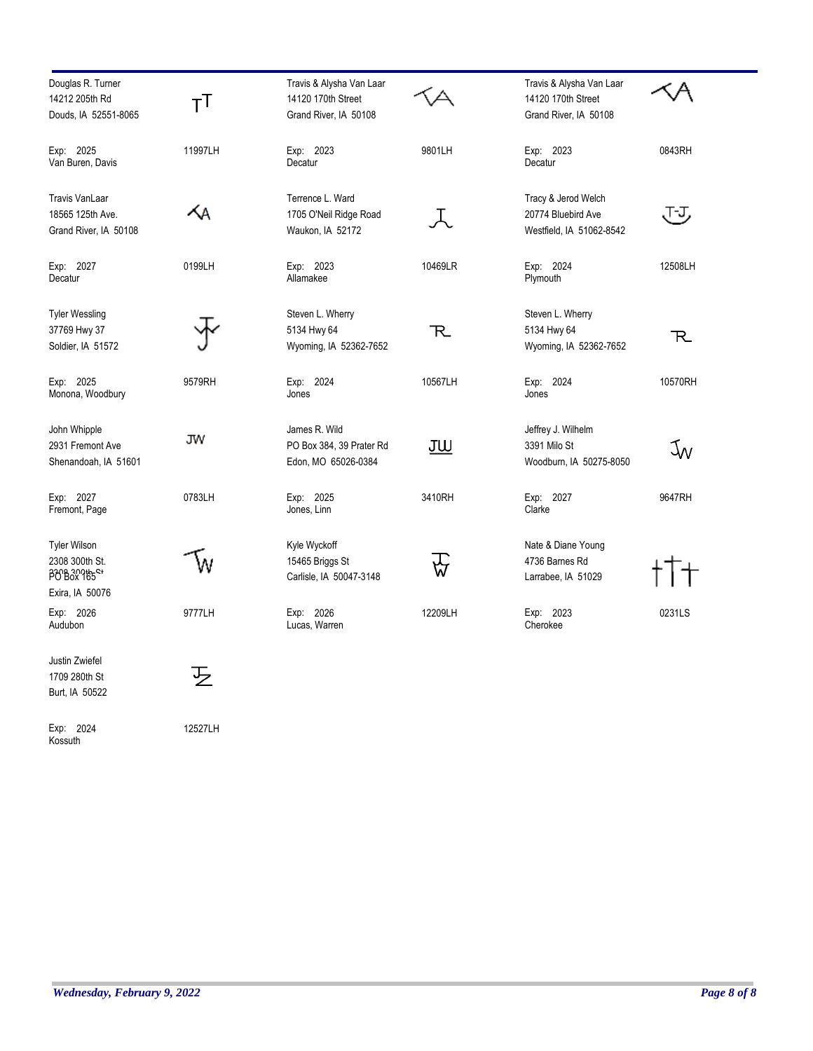| | | | | | |
|---|---|---|---|---|---|
| Douglas R. Turner<br>14212 205th Rd<br>Douds, IA 52551-8065<br><br>Exp: 2025<br>Van Buren, Davis | 11997LH | Travis & Alysha Van Laar<br>14120 170th Street<br>Grand River, IA 50108<br><br>Exp: 2023<br>Decatur | 9801LH | Travis & Alysha Van Laar<br>14120 170th Street<br>Grand River, IA 50108<br><br>Exp: 2023<br>Decatur | 0843RH |
| Travis VanLaar<br>18565 125th Ave.<br>Grand River, IA 50108<br><br>Exp: 2027<br>Decatur | 0199LH | Terrence L. Ward<br>1705 O'Neil Ridge Road<br>Waukon, IA 52172<br><br>Exp: 2023<br>Allamakee | 10469LR | Tracy & Jerod Welch<br>20774 Bluebird Ave<br>Westfield, IA 51062-8542<br><br>Exp: 2024<br>Plymouth | 12508LH |
| Tyler Wessling<br>37769 Hwy 37<br>Soldier, IA 51572<br><br>Exp: 2025<br>Monona, Woodbury | 9579RH | Steven L. Wherry<br>5134 Hwy 64<br>Wyoming, IA 52362-7652<br><br>Exp: 2024<br>Jones | 10567LH | Steven L. Wherry<br>5134 Hwy 64<br>Wyoming, IA 52362-7652<br><br>Exp: 2024<br>Jones | 10570RH |
| John Whipple<br>2931 Fremont Ave<br>Shenandoah, IA 51601<br><br>Exp: 2027<br>Fremont, Page | 0783LH | James R. Wild<br>PO Box 384, 39 Prater Rd<br>Edon, MO 65026-0384<br><br>Exp: 2025<br>Jones, Linn | 3410RH | Jeffrey J. Wilhelm<br>3391 Milo St<br>Woodburn, IA 50275-8050<br><br>Exp: 2027<br>Clarke | 9647RH |
| Tyler Wilson<br>2308 300th St.<br>PO Box 165<br>Exira, IA 50076<br><br>Exp: 2026<br>Audubon | 9777LH | Kyle Wyckoff<br>15465 Briggs St<br>Carlisle, IA 50047-3148<br><br>Exp: 2026<br>Lucas, Warren | 12209LH | Nate & Diane Young<br>4736 Barnes Rd<br>Larrabee, IA 51029<br><br>Exp: 2023<br>Cherokee | 0231LS |
| Justin Zwiefel<br>1709 280th St<br>Burt, IA 50522<br><br>Exp: 2024<br>Kossuth | 12527LH | | | | |